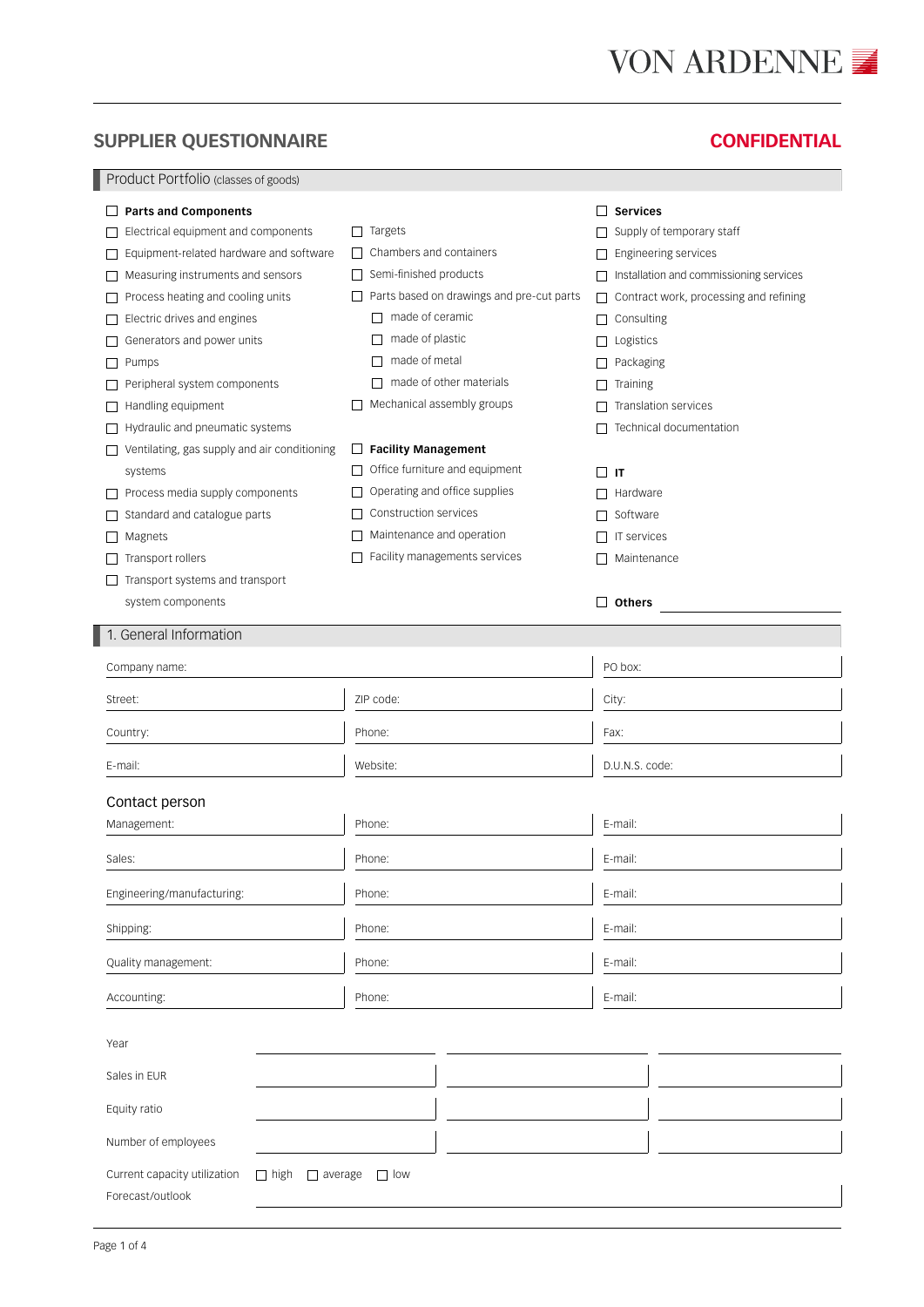VON ARDENNE

# SUPPLIER QUESTIONNAIRE

**CONFIDENTIAL**

## Product Portfolio (classes of goods)

☐ **Parts and Components**
- ☐ Electrical equipment and components
- ☐ Equipment-related hardware and software
- ☐ Measuring instruments and sensors
- ☐ Process heating and cooling units
- ☐ Electric drives and engines
- ☐ Generators and power units
- ☐ Pumps
- ☐ Peripheral system components
- ☐ Handling equipment
- ☐ Hydraulic and pneumatic systems
- ☐ Ventilating, gas supply and air conditioning systems
- ☐ Process media supply components
- ☐ Standard and catalogue parts
- ☐ Magnets
- ☐ Transport rollers
- ☐ Transport systems and transport system components
- ☐ Targets
- ☐ Chambers and containers
- ☐ Semi-finished products
- ☐ Parts based on drawings and pre-cut parts
  - ☐ made of ceramic
  - ☐ made of plastic
  - ☐ made of metal
  - ☐ made of other materials
- ☐ Mechanical assembly groups

☐ **Facility Management**
- ☐ Office furniture and equipment
- ☐ Operating and office supplies
- ☐ Construction services
- ☐ Maintenance and operation
- ☐ Facility managements services

☐ **Services**
- ☐ Supply of temporary staff
- ☐ Engineering services
- ☐ Installation and commissioning services
- ☐ Contract work, processing and refining
- ☐ Consulting
- ☐ Logistics
- ☐ Packaging
- ☐ Training
- ☐ Translation services
- ☐ Technical documentation

☐ **IT**
- ☐ Hardware
- ☐ Software
- ☐ IT services
- ☐ Maintenance

☐ **Others** ______________________

## 1. General Information

| | | |
|---|---|---|
| Company name: | | PO box: |
| Street: | ZIP code: | City: |
| Country: | Phone: | Fax: |
| E-mail: | Website: | D.U.N.S. code: |

### Contact person

| | | |
|---|---|---|
| Management: | Phone: | E-mail: |
| Sales: | Phone: | E-mail: |
| Engineering/manufacturing: | Phone: | E-mail: |
| Shipping: | Phone: | E-mail: |
| Quality management: | Phone: | E-mail: |
| Accounting: | Phone: | E-mail: |

| Year | | | |
|---|---|---|---|
| Sales in EUR | | | |
| Equity ratio | | | |
| Number of employees | | | |

Current capacity utilization ☐ high ☐ average ☐ low

Forecast/outlook ______________________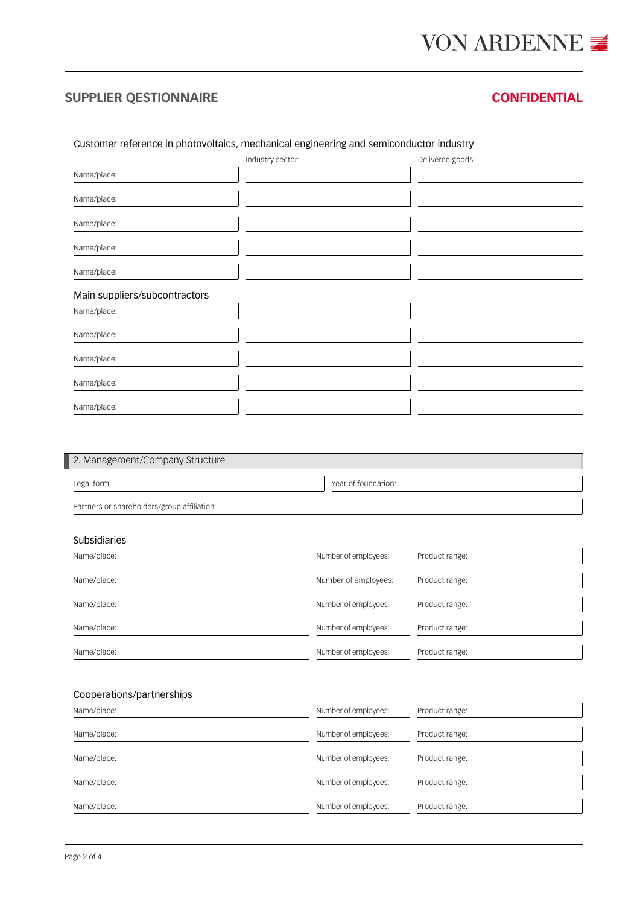## SUPPLIER QESTIONNAIRE

**CONFIDENTIAL**

Customer reference in photovoltaics, mechanical engineering and semiconductor industry

| | Industry sector: | Delivered goods: |
|---|---|---|
| Name/place: | | |
| Name/place: | | |
| Name/place: | | |
| Name/place: | | |
| Name/place: | | |

Main suppliers/subcontractors

| | | |
|---|---|---|
| Name/place: | | |
| Name/place: | | |
| Name/place: | | |
| Name/place: | | |
| Name/place: | | |

## 2. Management/Company Structure

| | |
|---|---|
| Legal form: | Year of foundation: |
| Partners or shareholders/group affiliation: | |

Subsidiaries

| | | |
|---|---|---|
| Name/place: | Number of employees: | Product range: |
| Name/place: | Number of employees: | Product range: |
| Name/place: | Number of employees: | Product range: |
| Name/place: | Number of employees: | Product range: |
| Name/place: | Number of employees: | Product range: |

Cooperations/partnerships

| | | |
|---|---|---|
| Name/place: | Number of employees: | Product range: |
| Name/place: | Number of employees: | Product range: |
| Name/place: | Number of employees: | Product range: |
| Name/place: | Number of employees: | Product range: |
| Name/place: | Number of employees: | Product range: |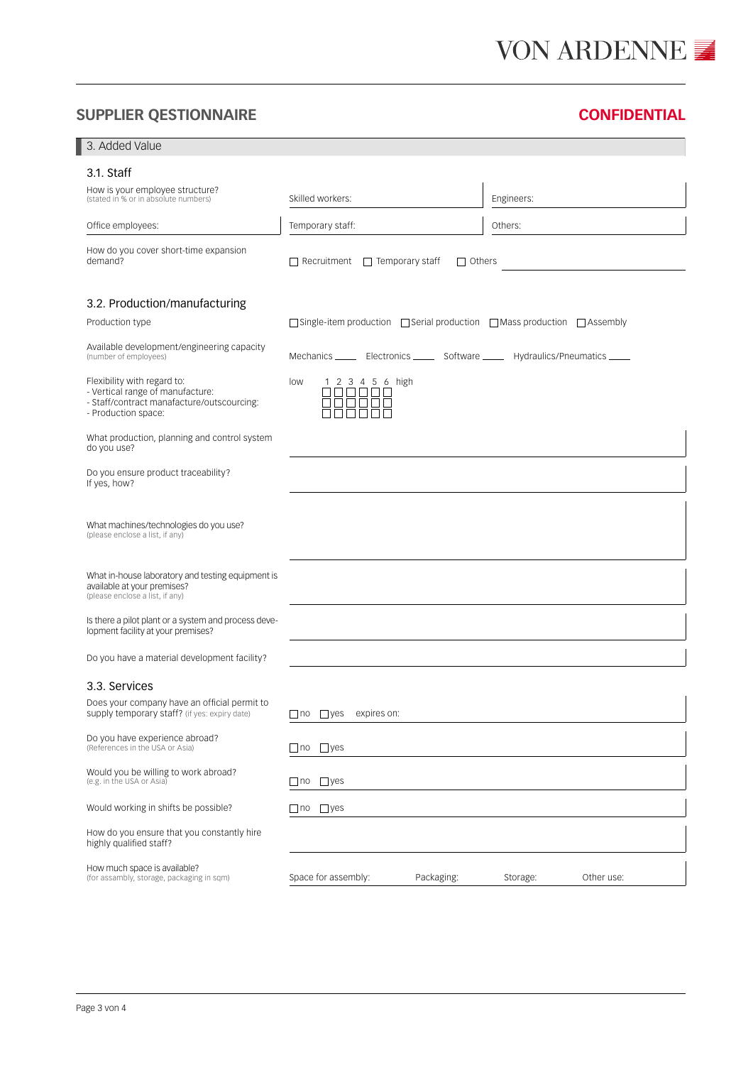## SUPPLIER QESTIONNAIRE

**CONFIDENTIAL**

### 3. Added Value

#### 3.1. Staff

| | | |
|---|---|---|
| How is your employee structure? (stated in % or in absolute numbers) | Skilled workers: | Engineers: |
| Office employees: | Temporary staff: | Others: |
| How do you cover short-time expansion demand? | ☐ Recruitment ☐ Temporary staff ☐ Others | |

#### 3.2. Production/manufacturing

| | |
|---|---|
| Production type | ☐ Single-item production ☐ Serial production ☐ Mass production ☐ Assembly |
| Available development/engineering capacity (number of employees) | Mechanics \_\_\_\_ Electronics \_\_\_\_ Software \_\_\_\_ Hydraulics/Pneumatics \_\_\_\_ |
| Flexibility with regard to:<br>- Vertical range of manufacture:<br>- Staff/contract manufacture/outscourcing:<br>- Production space: | low 1 2 3 4 5 6 high<br>☐☐☐☐☐☐<br>☐☐☐☐☐☐<br>☐☐☐☐☐☐ |
| What production, planning and control system do you use? | |
| Do you ensure product traceability? If yes, how? | |
| What machines/technologies do you use? (please enclose a list, if any) | |
| What in-house laboratory and testing equipment is available at your premises? (please enclose a list, if any) | |
| Is there a pilot plant or a system and process development facility at your premises? | |
| Do you have a material development facility? | |

#### 3.3. Services

| | |
|---|---|
| Does your company have an official permit to supply temporary staff? (if yes: expiry date) | ☐ no ☐ yes expires on: |
| Do you have experience abroad? (References in the USA or Asia) | ☐ no ☐ yes |
| Would you be willing to work abroad? (e.g. in the USA or Asia) | ☐ no ☐ yes |
| Would working in shifts be possible? | ☐ no ☐ yes |
| How do you ensure that you constantly hire highly qualified staff? | |
| How much space is available? (for assembly, storage, packaging in sqm) | Space for assembly: Packaging: Storage: Other use: |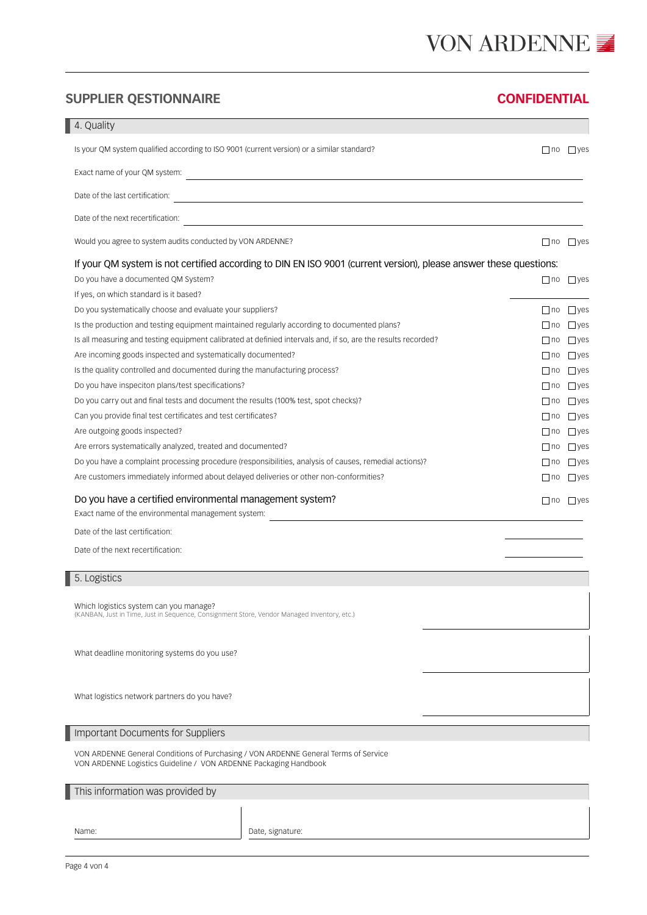## SUPPLIER QESTIONNAIRE

**CONFIDENTIAL**

### 4. Quality

Is your QM system qualified according to ISO 9001 (current version) or a similar standard? ☐ no ☐ yes

Exact name of your QM system: ______________________

Date of the last certification: ______________________

Date of the next recertification: ______________________

Would you agree to system audits conducted by VON ARDENNE? ☐ no ☐ yes

If your QM system is not certified according to DIN EN ISO 9001 (current version), please answer these questions:

| | | |
|---|---|---|
| Do you have a documented QM System? | ☐ no | ☐ yes |
| If yes, on which standard is it based? | ______ | |
| Do you systematically choose and evaluate your suppliers? | ☐ no | ☐ yes |
| Is the production and testing equipment maintained regularly according to documented plans? | ☐ no | ☐ yes |
| Is all measuring and testing equipment calibrated at definied intervals and, if so, are the results recorded? | ☐ no | ☐ yes |
| Are incoming goods inspected and systematically documented? | ☐ no | ☐ yes |
| Is the quality controlled and documented during the manufacturing process? | ☐ no | ☐ yes |
| Do you have inspeciton plans/test specifications? | ☐ no | ☐ yes |
| Do you carry out and final tests and document the results (100% test, spot checks)? | ☐ no | ☐ yes |
| Can you provide final test certificates and test certificates? | ☐ no | ☐ yes |
| Are outgoing goods inspected? | ☐ no | ☐ yes |
| Are errors systematically analyzed, treated and documented? | ☐ no | ☐ yes |
| Do you have a complaint processing procedure (responsibilities, analysis of causes, remedial actions)? | ☐ no | ☐ yes |
| Are customers immediately informed about delayed deliveries or other non-conformities? | ☐ no | ☐ yes |

Do you have a certified environmental management system? ☐ no ☐ yes

Exact name of the environmental management system: ______________________

Date of the last certification: ______________________

Date of the next recertification: ______________________

### 5. Logistics

Which logistics system can you manage?
(KANBAN, Just in Time, Just in Sequence, Consignment Store, Vendor Managed Inventory, etc.)

______________________

What deadline monitoring systems do you use?

______________________

What logistics network partners do you have?

______________________

### Important Documents for Suppliers

VON ARDENNE General Conditions of Purchasing / VON ARDENNE General Terms of Service
VON ARDENNE Logistics Guideline / VON ARDENNE Packaging Handbook

### This information was provided by

| | |
|---|---|
| Name: | Date, signature: |